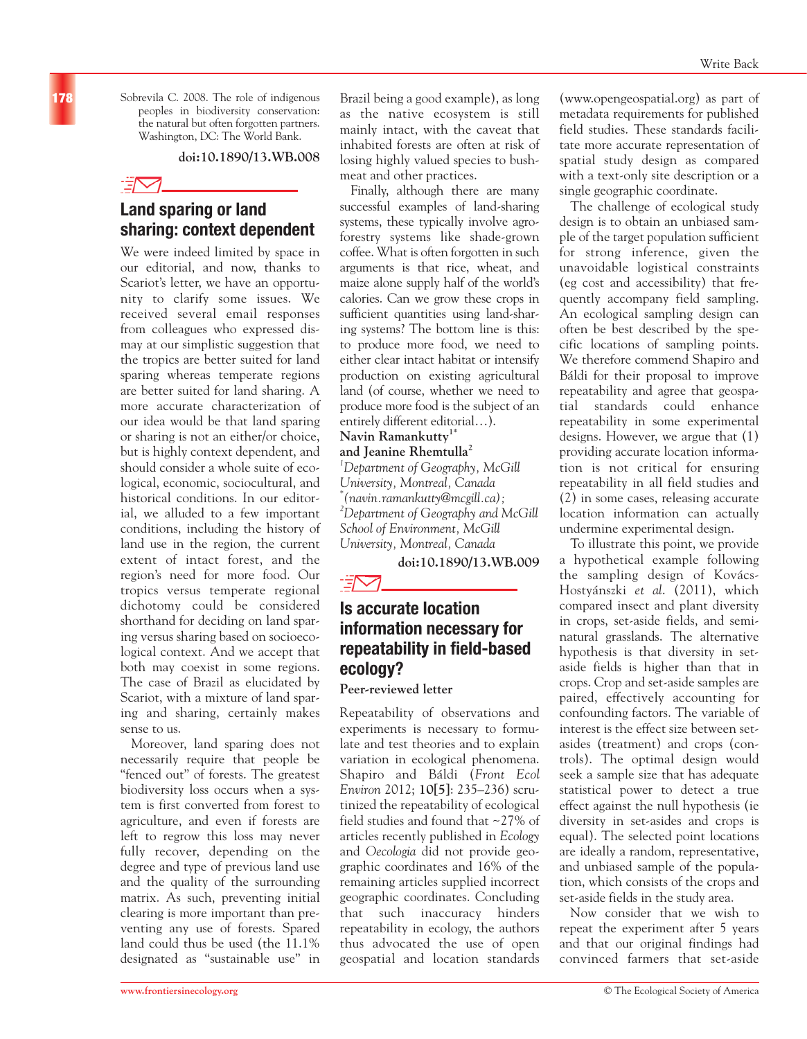Sobrevila C. 2008. The role of indigenous peoples in biodiversity conservation: the natural but often forgotten partners. Washington, DC: The World Bank.

**doi:10.1890/13.WB.008**

## Land sparing or land sharing: context dependent

We were indeed limited by space in our editorial, and now, thanks to Scariot's letter, we have an opportunity to clarify some issues. We received several email responses from colleagues who expressed dismay at our simplistic suggestion that the tropics are better suited for land sparing whereas temperate regions are better suited for land sharing. A more accurate characterization of our idea would be that land sparing or sharing is not an either/or choice, but is highly context dependent, and should consider a whole suite of ecological, economic, sociocultural, and historical conditions. In our editorial, we alluded to a few important conditions, including the history of land use in the region, the current extent of intact forest, and the region's need for more food. Our tropics versus temperate regional dichotomy could be considered shorthand for deciding on land sparing versus sharing based on socioecological context. And we accept that both may coexist in some regions. The case of Brazil as elucidated by Scariot, with a mixture of land sparing and sharing, certainly makes sense to us.

Moreover, land sparing does not necessarily require that people be "fenced out" of forests. The greatest biodiversity loss occurs when a system is first converted from forest to agriculture, and even if forests are left to regrow this loss may never fully recover, depending on the degree and type of previous land use and the quality of the surrounding matrix. As such, preventing initial clearing is more important than preventing any use of forests. Spared land could thus be used (the 11.1% designated as "sustainable use" in Brazil being a good example), as long as the native ecosystem is still mainly intact, with the caveat that inhabited forests are often at risk of losing highly valued species to bushmeat and other practices.

Finally, although there are many successful examples of land-sharing systems, these typically involve agroforestry systems like shade-grown coffee. What is often forgotten in such arguments is that rice, wheat, and maize alone supply half of the world's calories. Can we grow these crops in sufficient quantities using land-sharing systems? The bottom line is this: to produce more food, we need to either clear intact habitat or intensify production on existing agricultural land (of course, whether we need to produce more food is the subject of an entirely different editorial…).

**Navin Ramankutty[1*] and Jeanine Rhemtulla[2]**

*[1]Department of Geography, McGill University, Montreal, Canada [*](navin.ramankutty@mcgill.ca); [2]Department of Geography and McGill School of Environment, McGill University, Montreal, Canada*

**doi:10.1890/13.WB.009**

## Is accurate location information necessary for repeatability in field-based ecology?

**Peer-reviewed letter**

Repeatability of observations and experiments is necessary to formulate and test theories and to explain variation in ecological phenomena. Shapiro and Báldi (*Front Ecol Environ* 2012; **10[5]**: 235–236) scrutinized the repeatability of ecological field studies and found that ~27% of articles recently published in *Ecology* and *Oecologia* did not provide geographic coordinates and 16% of the remaining articles supplied incorrect geographic coordinates. Concluding that such inaccuracy hinders repeatability in ecology, the authors thus advocated the use of open geospatial and location standards (www.opengeospatial.org) as part of metadata requirements for published field studies. These standards facilitate more accurate representation of spatial study design as compared with a text-only site description or a single geographic coordinate.

The challenge of ecological study design is to obtain an unbiased sample of the target population sufficient for strong inference, given the unavoidable logistical constraints (eg cost and accessibility) that frequently accompany field sampling. An ecological sampling design can often be best described by the specific locations of sampling points. We therefore commend Shapiro and Báldi for their proposal to improve repeatability and agree that geospatial standards could enhance repeatability in some experimental designs. However, we argue that (1) providing accurate location information is not critical for ensuring repeatability in all field studies and (2) in some cases, releasing accurate location information can actually undermine experimental design.

To illustrate this point, we provide a hypothetical example following the sampling design of Kovács-Hostyánszki *et al*. (2011), which compared insect and plant diversity in crops, set-aside fields, and semi-natural grasslands. The alternative hypothesis is that diversity in set-aside fields is higher than that in crops. Crop and set-aside samples are paired, effectively accounting for confounding factors. The variable of interest is the effect size between set-asides (treatment) and crops (controls). The optimal design would seek a sample size that has adequate statistical power to detect a true effect against the null hypothesis (ie diversity in set-asides and crops is equal). The selected point locations are ideally a random, representative, and unbiased sample of the population, which consists of the crops and set-aside fields in the study area.

Now consider that we wish to repeat the experiment after 5 years and that our original findings had convinced farmers that set-aside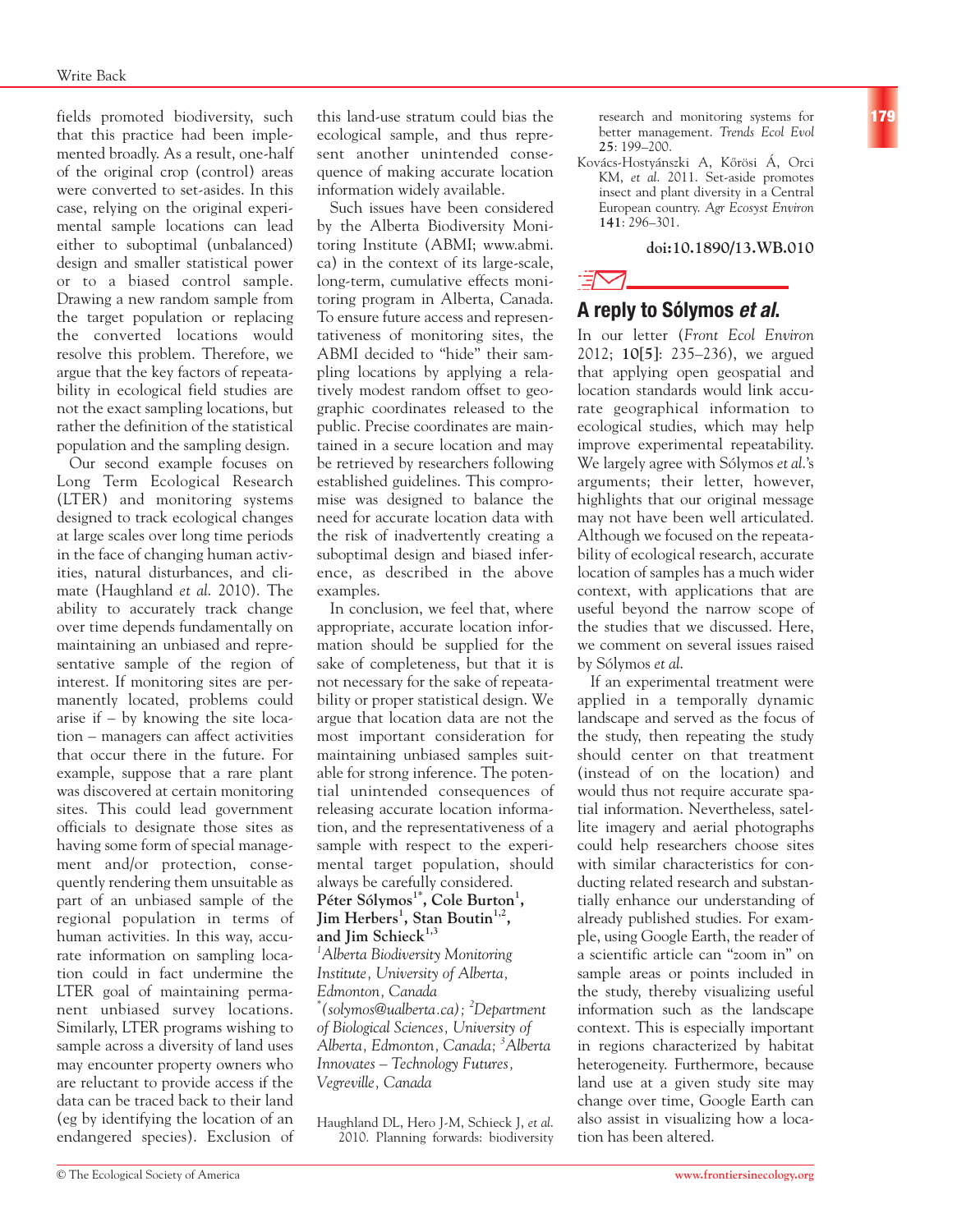fields promoted biodiversity, such that this practice had been implemented broadly. As a result, one-half of the original crop (control) areas were converted to set-asides. In this case, relying on the original experimental sample locations can lead either to suboptimal (unbalanced) design and smaller statistical power or to a biased control sample. Drawing a new random sample from the target population or replacing the converted locations would resolve this problem. Therefore, we argue that the key factors of repeatability in ecological field studies are not the exact sampling locations, but rather the definition of the statistical population and the sampling design.

Our second example focuses on Long Term Ecological Research (LTER) and monitoring systems designed to track ecological changes at large scales over long time periods in the face of changing human activities, natural disturbances, and climate (Haughland *et al.* 2010). The ability to accurately track change over time depends fundamentally on maintaining an unbiased and representative sample of the region of interest. If monitoring sites are permanently located, problems could arise if – by knowing the site location – managers can affect activities that occur there in the future. For example, suppose that a rare plant was discovered at certain monitoring sites. This could lead government officials to designate those sites as having some form of special management and/or protection, consequently rendering them unsuitable as part of an unbiased sample of the regional population in terms of human activities. In this way, accurate information on sampling location could in fact undermine the LTER goal of maintaining permanent unbiased survey locations. Similarly, LTER programs wishing to sample across a diversity of land uses may encounter property owners who are reluctant to provide access if the data can be traced back to their land (eg by identifying the location of an endangered species). Exclusion of this land-use stratum could bias the ecological sample, and thus represent another unintended consequence of making accurate location information widely available.

Such issues have been considered by the Alberta Biodiversity Monitoring Institute (ABMI; www.abmi.ca) in the context of its large-scale, long-term, cumulative effects monitoring program in Alberta, Canada. To ensure future access and representativeness of monitoring sites, the ABMI decided to "hide" their sampling locations by applying a relatively modest random offset to geographic coordinates released to the public. Precise coordinates are maintained in a secure location and may be retrieved by researchers following established guidelines. This compromise was designed to balance the need for accurate location data with the risk of inadvertently creating a suboptimal design and biased inference, as described in the above examples.

In conclusion, we feel that, where appropriate, accurate location information should be supplied for the sake of completeness, but that it is not necessary for the sake of repeatability or proper statistical design. We argue that location data are not the most important consideration for maintaining unbiased samples suitable for strong inference. The potential unintended consequences of releasing accurate location information, and the representativeness of a sample with respect to the experimental target population, should always be carefully considered.

**Péter Sólymos[1*], Cole Burton[1], Jim Herbers[1], Stan Boutin[1,2], and Jim Schieck[1,3]**
[1]*Alberta Biodiversity Monitoring Institute, University of Alberta, Edmonton, Canada* [*]*(solymos@ualberta.ca);* [2]*Department of Biological Sciences, University of Alberta, Edmonton, Canada;* [3]*Alberta Innovates – Technology Futures, Vegreville, Canada*

Haughland DL, Hero J-M, Schieck J, *et al.* 2010. Planning forwards: biodiversity research and monitoring systems for better management. *Trends Ecol Evol* **25**: 199–200.

Kovács-Hostyánszki A, Kőrösi Á, Orci KM, *et al.* 2011. Set-aside promotes insect and plant diversity in a Central European country. *Agr Ecosyst Environ* **141**: 296–301.

**doi:10.1890/13.WB.010**

## A reply to Sólymos *et al.*

In our letter (*Front Ecol Environ* 2012; **10[5]**: 235–236), we argued that applying open geospatial and location standards would link accurate geographical information to ecological studies, which may help improve experimental repeatability. We largely agree with Sólymos *et al.*'s arguments; their letter, however, highlights that our original message may not have been well articulated. Although we focused on the repeatability of ecological research, accurate location of samples has a much wider context, with applications that are useful beyond the narrow scope of the studies that we discussed. Here, we comment on several issues raised by Sólymos *et al.*

If an experimental treatment were applied in a temporally dynamic landscape and served as the focus of the study, then repeating the study should center on that treatment (instead of on the location) and would thus not require accurate spatial information. Nevertheless, satellite imagery and aerial photographs could help researchers choose sites with similar characteristics for conducting related research and substantially enhance our understanding of already published studies. For example, using Google Earth, the reader of a scientific article can "zoom in" on sample areas or points included in the study, thereby visualizing useful information such as the landscape context. This is especially important in regions characterized by habitat heterogeneity. Furthermore, because land use at a given study site may change over time, Google Earth can also assist in visualizing how a location has been altered.